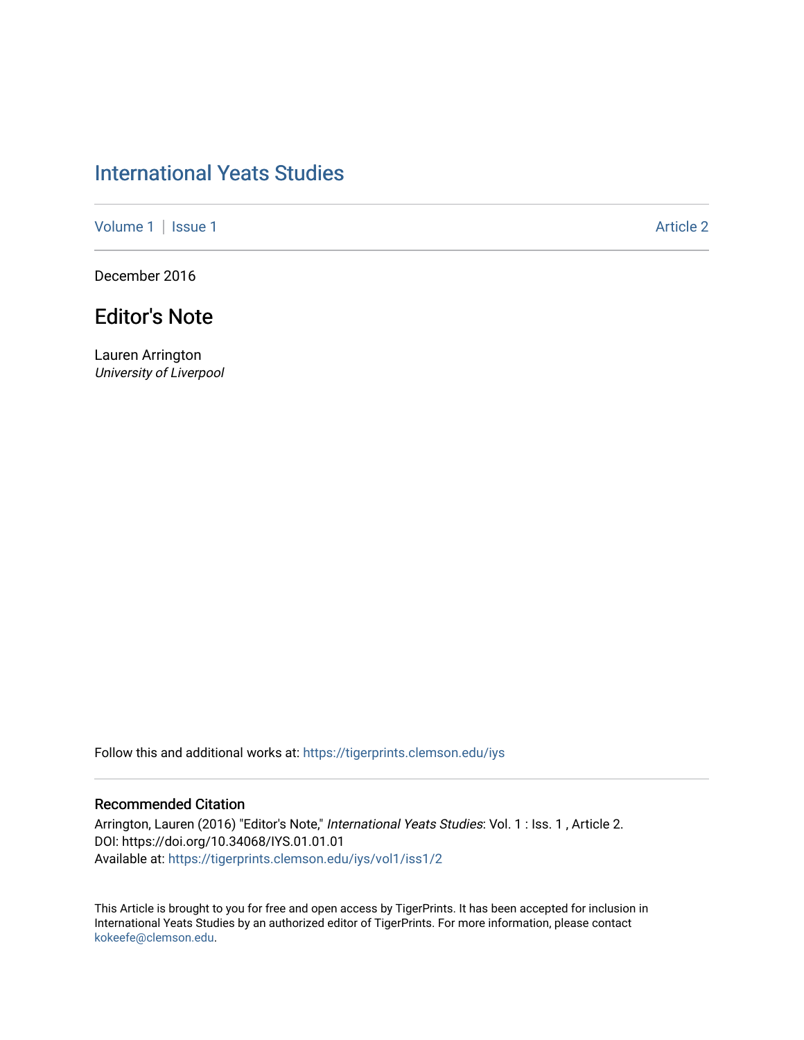# International Yeats Studies

Volume 1 | Issue 1 Article 2

December 2016

## Editor's Note

Lauren Arrington
*University of Liverpool*

Follow this and additional works at: https://tigerprints.clemson.edu/iys

### Recommended Citation

Arrington, Lauren (2016) "Editor's Note," *International Yeats Studies*: Vol. 1 : Iss. 1 , Article 2.
DOI: https://doi.org/10.34068/IYS.01.01.01
Available at: https://tigerprints.clemson.edu/iys/vol1/iss1/2

This Article is brought to you for free and open access by TigerPrints. It has been accepted for inclusion in International Yeats Studies by an authorized editor of TigerPrints. For more information, please contact kokeefe@clemson.edu.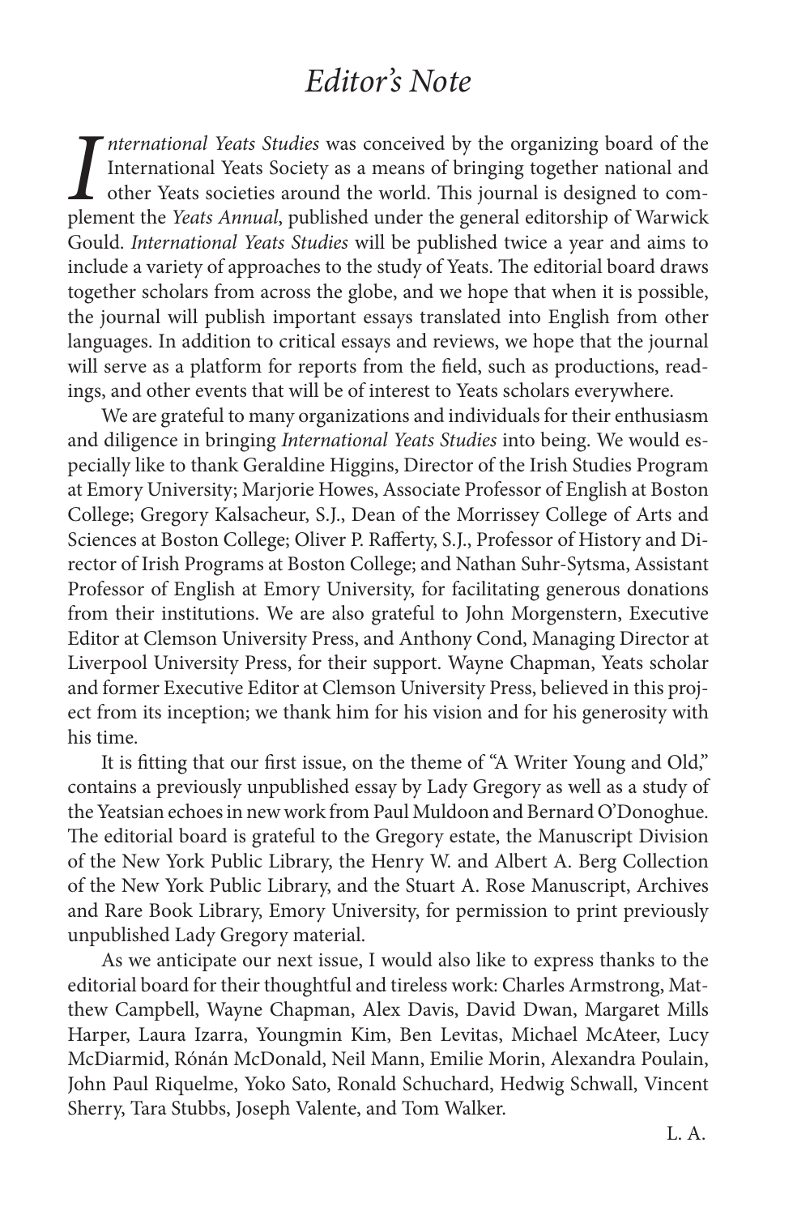# *Editor's Note*

*International Yeats Studies* was conceived by the organizing board of the International Yeats Society as a means of bringing together national and other Yeats societies around the world. This journal is designed to complement the *Yeats Annual*, published under the general editorship of Warwick Gould. *International Yeats Studies* will be published twice a year and aims to include a variety of approaches to the study of Yeats. The editorial board draws together scholars from across the globe, and we hope that when it is possible, the journal will publish important essays translated into English from other languages. In addition to critical essays and reviews, we hope that the journal will serve as a platform for reports from the field, such as productions, readings, and other events that will be of interest to Yeats scholars everywhere.

We are grateful to many organizations and individuals for their enthusiasm and diligence in bringing *International Yeats Studies* into being. We would especially like to thank Geraldine Higgins, Director of the Irish Studies Program at Emory University; Marjorie Howes, Associate Professor of English at Boston College; Gregory Kalsacheur, S.J., Dean of the Morrissey College of Arts and Sciences at Boston College; Oliver P. Rafferty, S.J., Professor of History and Director of Irish Programs at Boston College; and Nathan Suhr-Sytsma, Assistant Professor of English at Emory University, for facilitating generous donations from their institutions. We are also grateful to John Morgenstern, Executive Editor at Clemson University Press, and Anthony Cond, Managing Director at Liverpool University Press, for their support. Wayne Chapman, Yeats scholar and former Executive Editor at Clemson University Press, believed in this project from its inception; we thank him for his vision and for his generosity with his time.

It is fitting that our first issue, on the theme of "A Writer Young and Old," contains a previously unpublished essay by Lady Gregory as well as a study of the Yeatsian echoes in new work from Paul Muldoon and Bernard O'Donoghue. The editorial board is grateful to the Gregory estate, the Manuscript Division of the New York Public Library, the Henry W. and Albert A. Berg Collection of the New York Public Library, and the Stuart A. Rose Manuscript, Archives and Rare Book Library, Emory University, for permission to print previously unpublished Lady Gregory material.

As we anticipate our next issue, I would also like to express thanks to the editorial board for their thoughtful and tireless work: Charles Armstrong, Matthew Campbell, Wayne Chapman, Alex Davis, David Dwan, Margaret Mills Harper, Laura Izarra, Youngmin Kim, Ben Levitas, Michael McAteer, Lucy McDiarmid, Rónán McDonald, Neil Mann, Emilie Morin, Alexandra Poulain, John Paul Riquelme, Yoko Sato, Ronald Schuchard, Hedwig Schwall, Vincent Sherry, Tara Stubbs, Joseph Valente, and Tom Walker.

L. A.